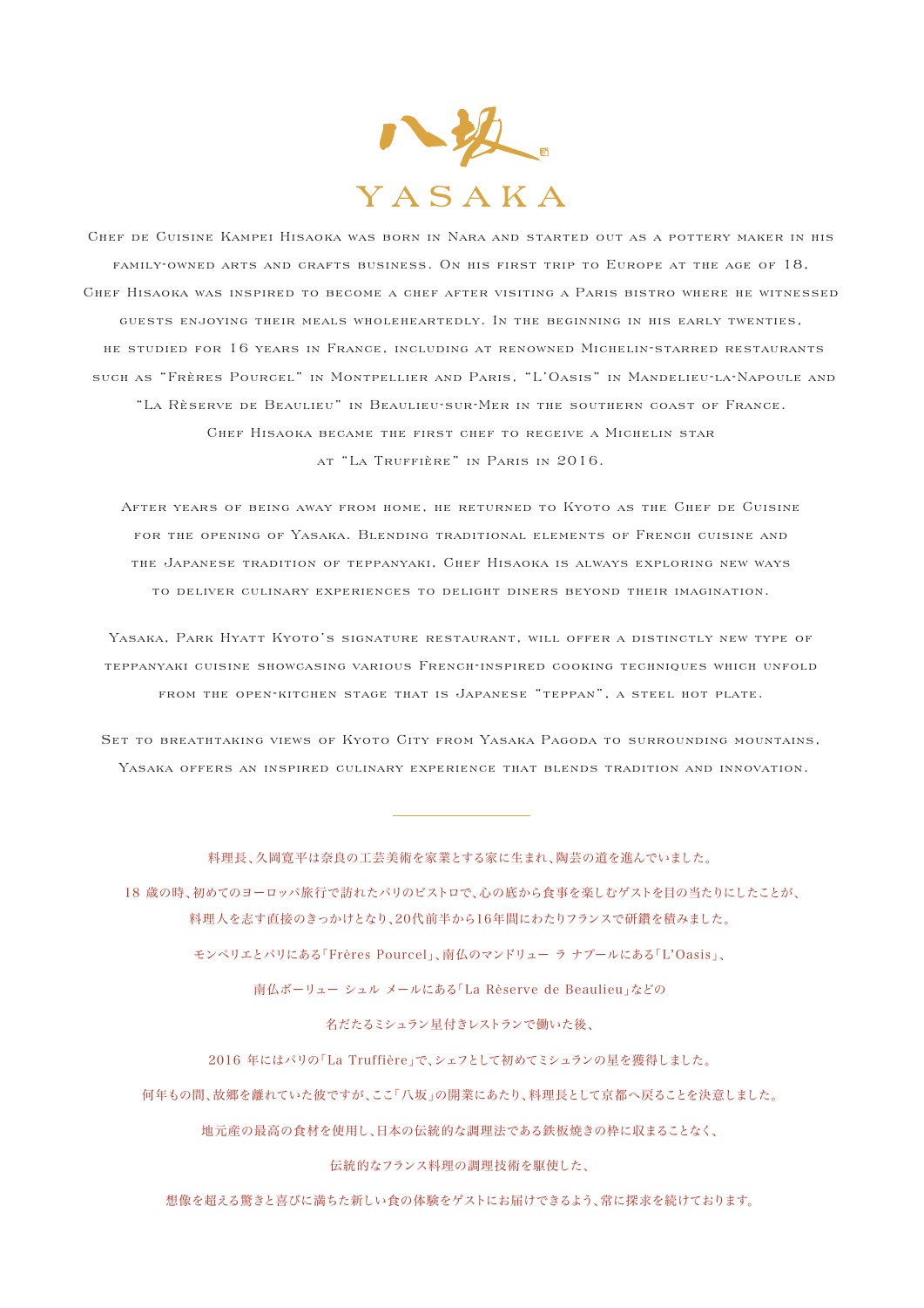# 八坂 YASAKA

Chef de Cuisine Kampei Hisaoka was born in Nara and started out as a pottery maker in his family-owned arts and crafts business. On his first trip to Europe at the age of 18, Chef Hisaoka was inspired to become a chef after visiting a Paris bistro where he witnessed guests enjoying their meals wholeheartedly. In the beginning in his early twenties, he studied for 16 years in France, including at renowned Michelin-starred restaurants such as "Frères Pourcel" in Montpellier and Paris, "L'Oasis" in Mandelieu-la-Napoule and "La Rèserve de Beaulieu" in Beaulieu-sur-Mer in the southern coast of France. Chef Hisaoka became the first chef to receive a Michelin star at "La Truffière" in Paris in 2016.

After years of being away from home, he returned to Kyoto as the Chef de Cuisine for the opening of Yasaka. Blending traditional elements of French cuisine and the Japanese tradition of teppanyaki, Chef Hisaoka is always exploring new ways to deliver culinary experiences to delight diners beyond their imagination.

Yasaka, Park Hyatt Kyoto's signature restaurant, will offer a distinctly new type of teppanyaki cuisine showcasing various French-inspired cooking techniques which unfold from the open-kitchen stage that is Japanese "teppan", a steel hot plate.

Set to breathtaking views of Kyoto City from Yasaka Pagoda to surrounding mountains, Yasaka offers an inspired culinary experience that blends tradition and innovation.

---

料理長、久岡寛平は奈良の工芸美術を家業とする家に生まれ、陶芸の道を進んでいました。

18 歳の時、初めてのヨーロッパ旅行で訪れたパリのビストロで、心の底から食事を楽しむゲストを目の当たりにしたことが、料理人を志す直接のきっかけとなり、20代前半から16年間にわたりフランスで研鑽を積みました。

モンペリエとパリにある「Frères Pourcel」、南仏のマンドリュー ラ ナプールにある「L'Oasis」、

南仏ボーリュー シュル メールにある「La Rèserve de Beaulieu」などの

名だたるミシュラン星付きレストランで働いた後、

2016 年にはパリの「La Truffière」で、シェフとして初めてミシュランの星を獲得しました。

何年もの間、故郷を離れていた彼ですが、ここ「八坂」の開業にあたり、料理長として京都へ戻ることを決意しました。

地元産の最高の食材を使用し、日本の伝統的な調理法である鉄板焼きの枠に収まることなく、

伝統的なフランス料理の調理技術を駆使した、

想像を超える驚きと喜びに満ちた新しい食の体験をゲストにお届けできるよう、常に探求を続けております。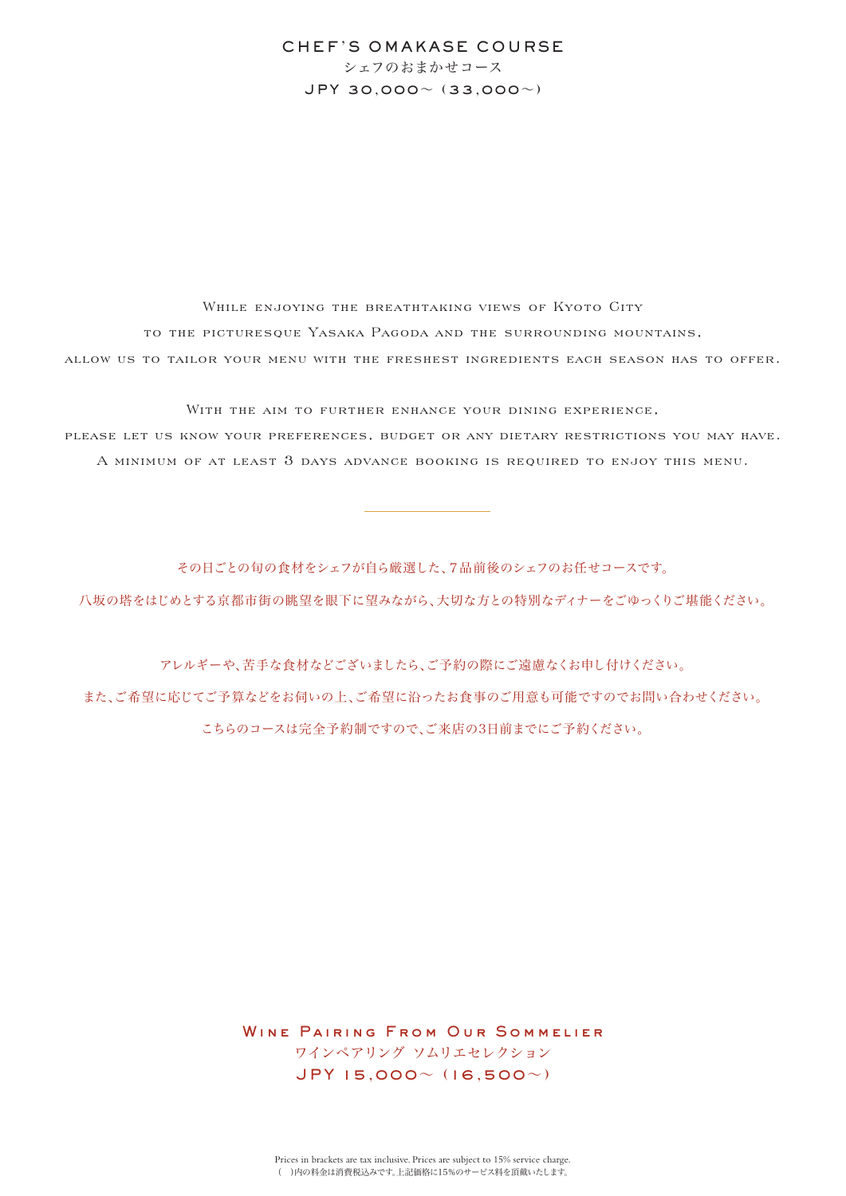# CHEF'S OMAKASE COURSE

シェフのおまかせコース

JPY 30,000～ (33,000～)

While enjoying the breathtaking views of Kyoto City
to the picturesque Yasaka Pagoda and the surrounding mountains,
allow us to tailor your menu with the freshest ingredients each season has to offer.

With the aim to further enhance your dining experience,
please let us know your preferences, budget or any dietary restrictions you may have.
A minimum of at least 3 days advance booking is required to enjoy this menu.

---

その日ごとの旬の食材をシェフが自ら厳選した、7品前後のシェフのお任せコースです。

八坂の塔をはじめとする京都市街の眺望を眼下に望みながら、大切な方との特別なディナーをごゆっくりご堪能ください。

アレルギーや、苦手な食材などございましたら、ご予約の際にご遠慮なくお申し付けください。

また、ご希望に応じてご予算などをお伺いの上、ご希望に沿ったお食事のご用意も可能ですのでお問い合わせください。

こちらのコースは完全予約制ですので、ご来店の3日前までにご予約ください。

## Wine Pairing From Our Sommelier

ワインペアリング ソムリエセレクション

JPY 15,000～ (16,500～)

Prices in brackets are tax inclusive. Prices are subject to 15% service charge.
( )内の料金は消費税込みです。上記価格に15%のサービス料を頂戴いたします。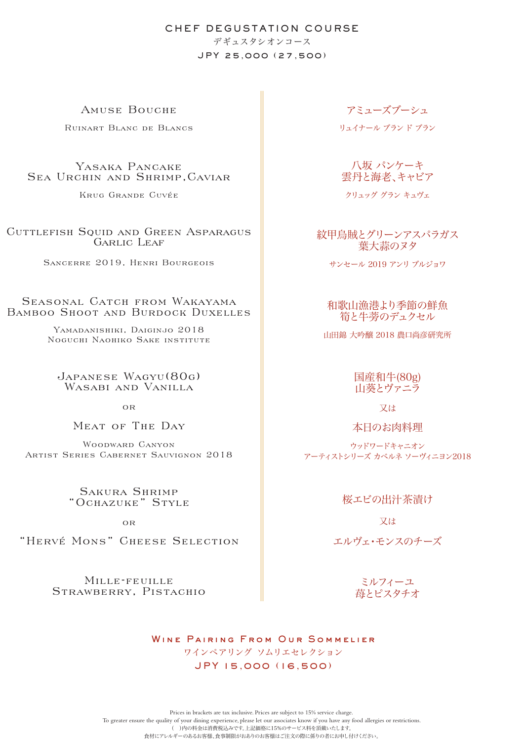# CHEF DEGUSTATION COURSE

デギュスタシオンコース

JPY 25,000 (27,500)

## Amuse Bouche

Ruinart Blanc de Blancs

## Yasaka Pancake
## Sea Urchin and Shrimp, Caviar

Krug Grande Cuvée

## Cuttlefish Squid and Green Asparagus
## Garlic Leaf

Sancerre 2019, Henri Bourgeois

## Seasonal Catch from Wakayama
## Bamboo Shoot and Burdock Duxelles

Yamadanishiki, Daiginjo 2018
Noguchi Naohiko Sake institute

## Japanese Wagyu(80g)
## Wasabi and Vanilla

or

## Meat of The Day

Woodward Canyon
Artist Series Cabernet Sauvignon 2018

## Sakura Shrimp
## "Ochazuke" Style

or

## "Hervé Mons" Cheese Selection

## Mille-feuille
## Strawberry, Pistachio

---

## アミューズブーシュ

リュイナール ブラン ド ブラン

## 八坂 パンケーキ
## 雲丹と海老、キャビア

クリュッグ グラン キュヴェ

## 紋甲烏賊とグリーンアスパラガス
## 葉大蒜のヌタ

サンセール 2019 アンリ ブルジョワ

## 和歌山漁港より季節の鮮魚
## 筍と牛蒡のデュクセル

山田錦 大吟醸 2018 農口尚彦研究所

## 国産和牛(80g)
## 山葵とヴァニラ

又は

## 本日のお肉料理

ウッドワードキャニオン
アーティストシリーズ カベルネ ソーヴィニヨン2018

## 桜エビの出汁茶漬け

又は

## エルヴェ・モンスのチーズ

## ミルフィーユ
## 苺とピスタチオ

---

# Wine Pairing From Our Sommelier

ワインペアリング ソムリエセレクション

JPY 15,000 (16,500)

Prices in brackets are tax inclusive. Prices are subject to 15% service charge.
To greater ensure the quality of your dining experience, please let our associates know if you have any food allergies or restrictions.
( )内の料金は消費税込みです。上記価格に15%のサービス料を頂戴いたします。
食材にアレルギーのあるお客様、食事制限がおありのお客様はご注文の際に係りの者にお申し付けください。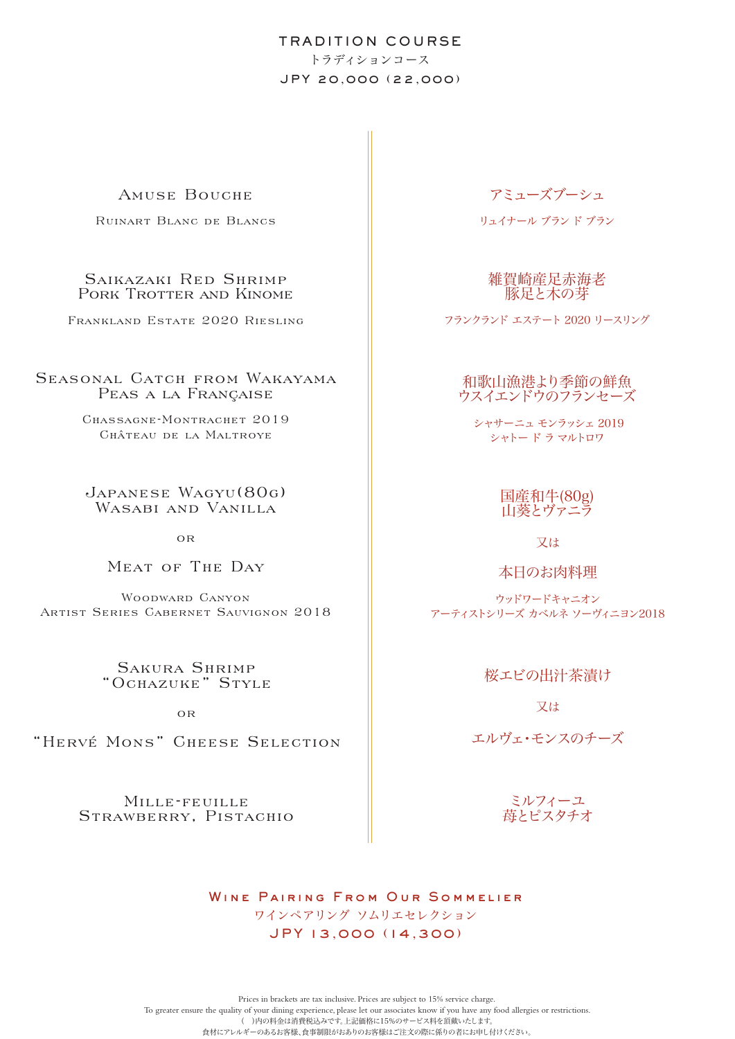# TRADITION COURSE

トラディションコース

JPY 20,000 (22,000)

Amuse Bouche

Ruinart Blanc de Blancs

Saikazaki Red Shrimp
Pork Trotter and Kinome

Frankland Estate 2020 Riesling

Seasonal Catch from Wakayama
Peas a la Française

Chassagne-Montrachet 2019
Château de la Maltroye

Japanese Wagyu(80g)
Wasabi and Vanilla

or

Meat of The Day

Woodward Canyon
Artist Series Cabernet Sauvignon 2018

Sakura Shrimp
"Ochazuke" Style

or

"Hervé Mons" Cheese Selection

Mille-feuille
Strawberry, Pistachio

アミューズブーシュ

リュイナール ブラン ド ブラン

雑賀崎産足赤海老
豚足と木の芽

フランクランド エステート 2020 リースリング

和歌山漁港より季節の鮮魚
ウスイエンドウのフランセーズ

シャサーニュ モンラッシェ 2019
シャトー ド ラ マルトロワ

国産和牛(80g)
山葵とヴァニラ

又は

本日のお肉料理

ウッドワードキャニオン
アーティストシリーズ カベルネ ソーヴィニヨン2018

桜エビの出汁茶漬け

又は

エルヴェ・モンスのチーズ

ミルフィーユ
苺とピスタチオ

## Wine Pairing From Our Sommelier

ワインペアリング ソムリエセレクション

JPY 13,000 (14,300)

Prices in brackets are tax inclusive. Prices are subject to 15% service charge.
To greater ensure the quality of your dining experience, please let our associates know if you have any food allergies or restrictions.
( )内の料金は消費税込みです。上記価格に15%のサービス料を頂戴いたします。
食材にアレルギーのあるお客様、食事制限がおありのお客様はご注文の際に係りの者にお申し付けください。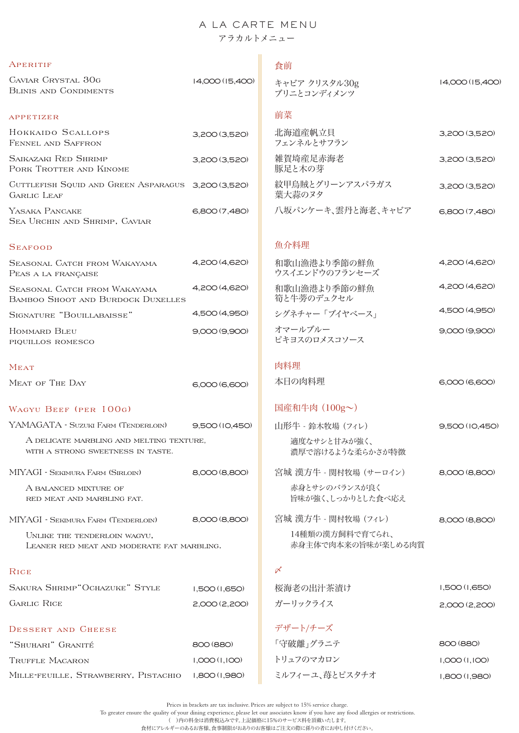# A LA CARTE MENU

アラカルトメニュー

## Aperitif

Caviar Crystal 30g
Blinis and Condiments — 14,000 (15,400)

## appetizer

Hokkaido Scallops
Fennel and Saffron — 3,200 (3,520)

Saikazaki Red Shrimp
Pork Trotter and Kinome — 3,200 (3,520)

Cuttlefish Squid and Green Asparagus
Garlic Leaf — 3,200 (3,520)

Yasaka Pancake
Sea Urchin and Shrimp, Caviar — 6,800 (7,480)

## Seafood

Seasonal Catch from Wakayama
Peas a la française — 4,200 (4,620)

Seasonal Catch from Wakayama
Bamboo Shoot and Burdock Duxelles — 4,200 (4,620)

Signature "Bouillabaisse" — 4,500 (4,950)

Hommard Bleu
piquillos romesco — 9,000 (9,900)

## Meat

Meat of The Day — 6,000 (6,600)

## Wagyu Beef (per 100g)

YAMAGATA - Suzuki Farm (Tenderloin) — 9,500 (10,450)

A delicate marbling and melting texture,
with a strong sweetness in taste.

MIYAGI - Sekimura Farm (Sirloin) — 8,000 (8,800)

A balanced mixture of
red meat and marbling fat.

MIYAGI - Sekimura Farm (Tenderloin) — 8,000 (8,800)

Unlike the tenderloin wagyu,
Leaner red meat and moderate fat marbling.

## Rice

Sakura Shrimp"Ochazuke" Style — 1,500 (1,650)

Garlic Rice — 2,000 (2,200)

## Dessert and Cheese

"Shuhari" Granité — 800 (880)

Truffle Macaron — 1,000 (1,100)

Mille-feuille, Strawberry, Pistachio — 1,800 (1,980)

## 食前

キャビア クリスタル30g
ブリニとコンディメンツ — 14,000 (15,400)

## 前菜

北海道産帆立貝
フェンネルとサフラン — 3,200 (3,520)

雑賀崎産足赤海老
豚足と木の芽 — 3,200 (3,520)

紋甲烏賊とグリーンアスパラガス
葉大蒜のヌタ — 3,200 (3,520)

八坂パンケーキ、雲丹と海老、キャビア — 6,800 (7,480)

## 魚介料理

和歌山漁港より季節の鮮魚
ウスイエンドウのフランセーズ — 4,200 (4,620)

和歌山漁港より季節の鮮魚
筍と牛蒡のデュクセル — 4,200 (4,620)

シグネチャー「ブイヤベース」 — 4,500 (4,950)

オマールブルー
ピキヨスのロメスコソース — 9,000 (9,900)

## 肉料理

本日の肉料理 — 6,000 (6,600)

## 国産和牛肉（100g〜）

山形牛 - 鈴木牧場（フィレ） — 9,500 (10,450)

適度なサシと甘みが強く、
濃厚で溶けるような柔らかさが特徴

宮城 漢方牛 - 関村牧場（サーロイン） — 8,000 (8,800)

赤身とサシのバランスが良く
旨味が強く、しっかりとした食べ応え

宮城 漢方牛 - 関村牧場（フィレ） — 8,000 (8,800)

14種類の漢方飼料で育てられ、
赤身主体で肉本来の旨味が楽しめる肉質

## 〆

桜海老の出汁茶漬け — 1,500 (1,650)

ガーリックライス — 2,000 (2,200)

## デザート/チーズ

「守破離」グラニテ — 800 (880)

トリュフのマカロン — 1,000 (1,100)

ミルフィーユ、苺とピスタチオ — 1,800 (1,980)

Prices in brackets are tax inclusive. Prices are subject to 15% service charge.
To greater ensure the quality of your dining experience, please let our associates know if you have any food allergies or restrictions.
（ ）内の料金は消費税込みです。上記価格に15%のサービス料を頂戴いたします。
食材にアレルギーのあるお客様、食事制限がおありのお客様はご注文の際に係りの者にお申し付けください。